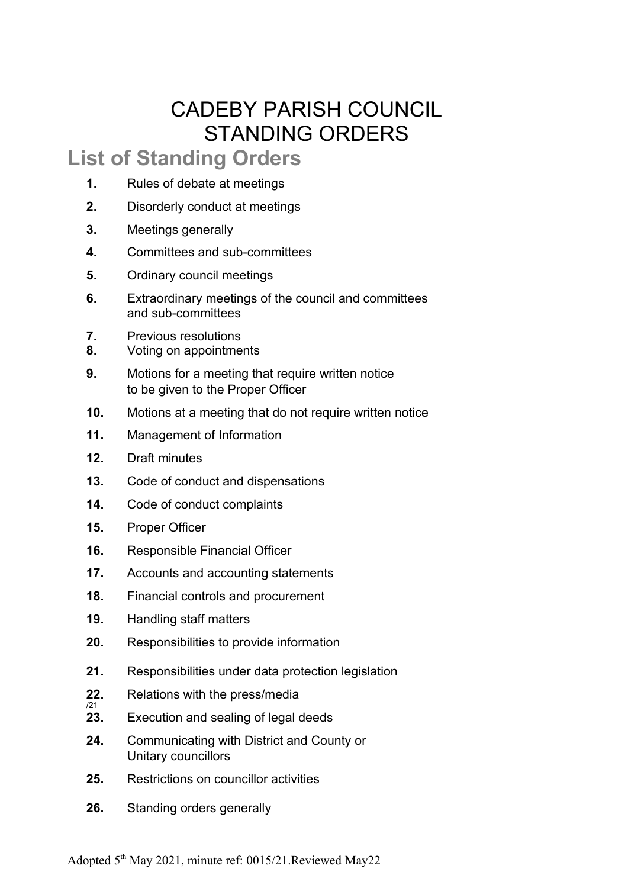# CADEBY PARISH COUNCIL
# STANDING ORDERS

## List of Standing Orders

**1.** Rules of debate at meetings

**2.** Disorderly conduct at meetings

**3.** Meetings generally

**4.** Committees and sub-committees

**5.** Ordinary council meetings

**6.** Extraordinary meetings of the council and committees and sub-committees

**7.** Previous resolutions

**8.** Voting on appointments

**9.** Motions for a meeting that require written notice to be given to the Proper Officer

**10.** Motions at a meeting that do not require written notice

**11.** Management of Information

**12.** Draft minutes

**13.** Code of conduct and dispensations

**14.** Code of conduct complaints

**15.** Proper Officer

**16.** Responsible Financial Officer

**17.** Accounts and accounting statements

**18.** Financial controls and procurement

**19.** Handling staff matters

**20.** Responsibilities to provide information

**21.** Responsibilities under data protection legislation

**22.** Relations with the press/media

/21

**23.** Execution and sealing of legal deeds

**24.** Communicating with District and County or Unitary councillors

**25.** Restrictions on councillor activities

**26.** Standing orders generally

Adopted 5th May 2021, minute ref: 0015/21.Reviewed May22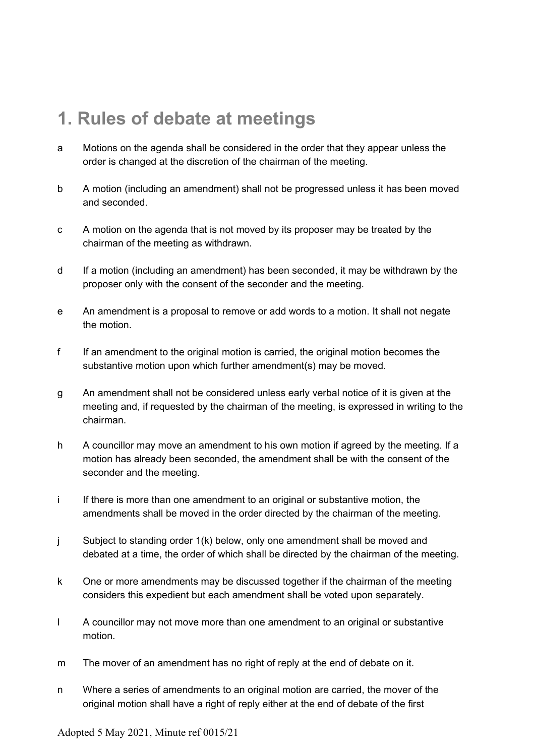# 1. Rules of debate at meetings

a Motions on the agenda shall be considered in the order that they appear unless the order is changed at the discretion of the chairman of the meeting.

b A motion (including an amendment) shall not be progressed unless it has been moved and seconded.

c A motion on the agenda that is not moved by its proposer may be treated by the chairman of the meeting as withdrawn.

d If a motion (including an amendment) has been seconded, it may be withdrawn by the proposer only with the consent of the seconder and the meeting.

e An amendment is a proposal to remove or add words to a motion. It shall not negate the motion.

f If an amendment to the original motion is carried, the original motion becomes the substantive motion upon which further amendment(s) may be moved.

g An amendment shall not be considered unless early verbal notice of it is given at the meeting and, if requested by the chairman of the meeting, is expressed in writing to the chairman.

h A councillor may move an amendment to his own motion if agreed by the meeting. If a motion has already been seconded, the amendment shall be with the consent of the seconder and the meeting.

i If there is more than one amendment to an original or substantive motion, the amendments shall be moved in the order directed by the chairman of the meeting.

j Subject to standing order 1(k) below, only one amendment shall be moved and debated at a time, the order of which shall be directed by the chairman of the meeting.

k One or more amendments may be discussed together if the chairman of the meeting considers this expedient but each amendment shall be voted upon separately.

l A councillor may not move more than one amendment to an original or substantive motion.

m The mover of an amendment has no right of reply at the end of debate on it.

n Where a series of amendments to an original motion are carried, the mover of the original motion shall have a right of reply either at the end of debate of the first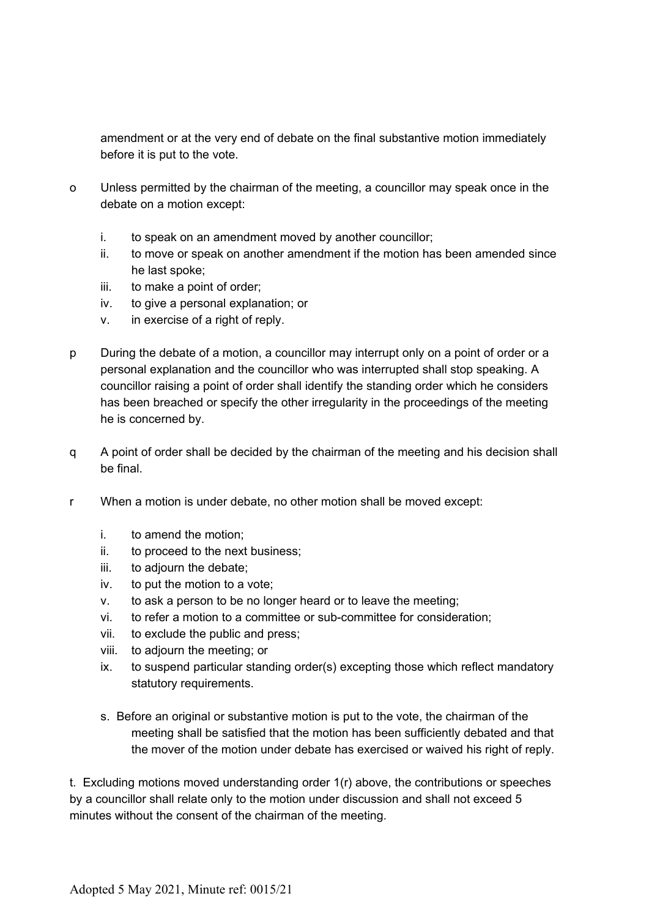amendment or at the very end of debate on the final substantive motion immediately before it is put to the vote.

o Unless permitted by the chairman of the meeting, a councillor may speak once in the debate on a motion except:

   i. to speak on an amendment moved by another councillor;
   ii. to move or speak on another amendment if the motion has been amended since he last spoke;
   iii. to make a point of order;
   iv. to give a personal explanation; or
   v. in exercise of a right of reply.

p During the debate of a motion, a councillor may interrupt only on a point of order or a personal explanation and the councillor who was interrupted shall stop speaking. A councillor raising a point of order shall identify the standing order which he considers has been breached or specify the other irregularity in the proceedings of the meeting he is concerned by.

q A point of order shall be decided by the chairman of the meeting and his decision shall be final.

r When a motion is under debate, no other motion shall be moved except:

   i. to amend the motion;
   ii. to proceed to the next business;
   iii. to adjourn the debate;
   iv. to put the motion to a vote;
   v. to ask a person to be no longer heard or to leave the meeting;
   vi. to refer a motion to a committee or sub-committee for consideration;
   vii. to exclude the public and press;
   viii. to adjourn the meeting; or
   ix. to suspend particular standing order(s) excepting those which reflect mandatory statutory requirements.

   s. Before an original or substantive motion is put to the vote, the chairman of the meeting shall be satisfied that the motion has been sufficiently debated and that the mover of the motion under debate has exercised or waived his right of reply.

t. Excluding motions moved understanding order 1(r) above, the contributions or speeches by a councillor shall relate only to the motion under discussion and shall not exceed 5 minutes without the consent of the chairman of the meeting.

Adopted 5 May 2021, Minute ref: 0015/21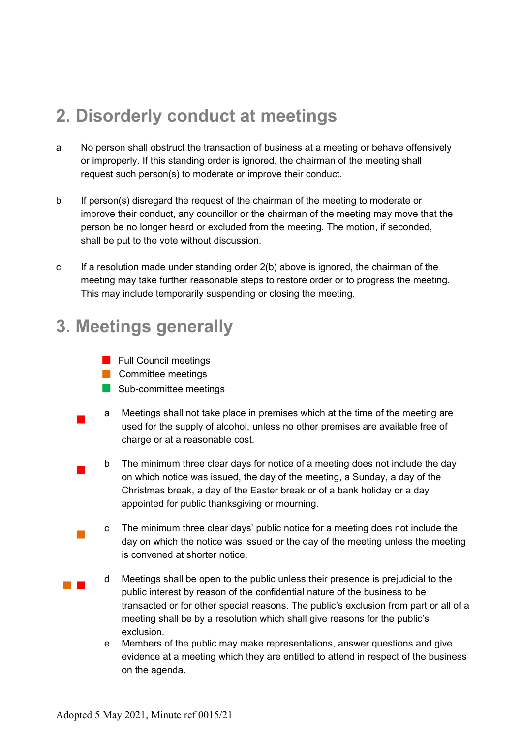## 2. Disorderly conduct at meetings

a No person shall obstruct the transaction of business at a meeting or behave offensively or improperly. If this standing order is ignored, the chairman of the meeting shall request such person(s) to moderate or improve their conduct.

b If person(s) disregard the request of the chairman of the meeting to moderate or improve their conduct, any councillor or the chairman of the meeting may move that the person be no longer heard or excluded from the meeting. The motion, if seconded, shall be put to the vote without discussion.

c If a resolution made under standing order 2(b) above is ignored, the chairman of the meeting may take further reasonable steps to restore order or to progress the meeting. This may include temporarily suspending or closing the meeting.

## 3. Meetings generally

- ■ Full Council meetings (red)
- ■ Committee meetings (orange)
- ■ Sub-committee meetings (green)

■ (red) a Meetings shall not take place in premises which at the time of the meeting are used for the supply of alcohol, unless no other premises are available free of charge or at a reasonable cost.

■ (red) b The minimum three clear days for notice of a meeting does not include the day on which notice was issued, the day of the meeting, a Sunday, a day of the Christmas break, a day of the Easter break or of a bank holiday or a day appointed for public thanksgiving or mourning.

■ (orange) c The minimum three clear days' public notice for a meeting does not include the day on which the notice was issued or the day of the meeting unless the meeting is convened at shorter notice.

■ ■ (orange, red) d Meetings shall be open to the public unless their presence is prejudicial to the public interest by reason of the confidential nature of the business to be transacted or for other special reasons. The public's exclusion from part or all of a meeting shall be by a resolution which shall give reasons for the public's exclusion.

e Members of the public may make representations, answer questions and give evidence at a meeting which they are entitled to attend in respect of the business on the agenda.

Adopted 5 May 2021, Minute ref 0015/21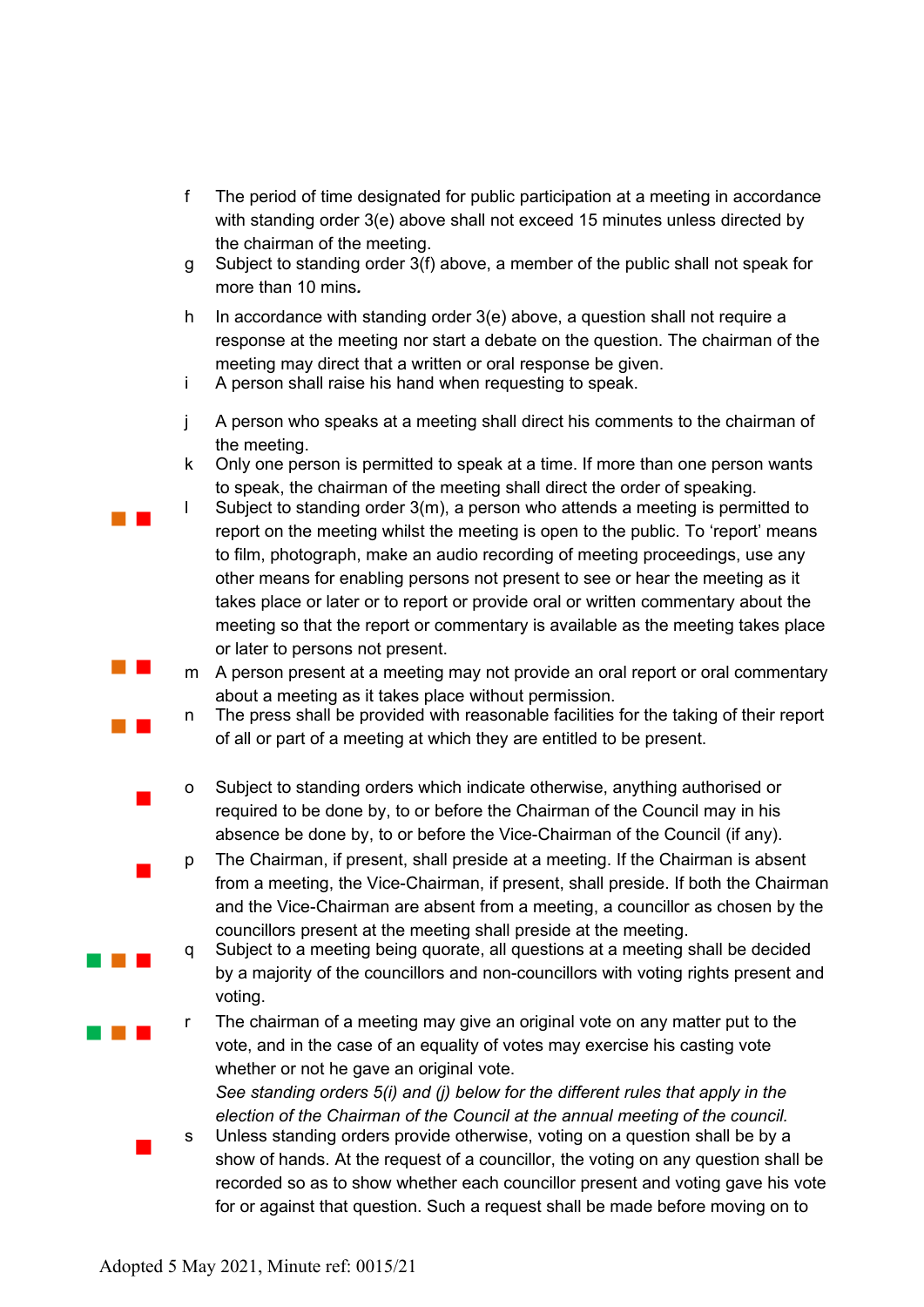f The period of time designated for public participation at a meeting in accordance with standing order 3(e) above shall not exceed 15 minutes unless directed by the chairman of the meeting.

g Subject to standing order 3(f) above, a member of the public shall not speak for more than 10 mins.

h In accordance with standing order 3(e) above, a question shall not require a response at the meeting nor start a debate on the question. The chairman of the meeting may direct that a written or oral response be given.

i A person shall raise his hand when requesting to speak.

j A person who speaks at a meeting shall direct his comments to the chairman of the meeting.

k Only one person is permitted to speak at a time. If more than one person wants to speak, the chairman of the meeting shall direct the order of speaking.

l Subject to standing order 3(m), a person who attends a meeting is permitted to report on the meeting whilst the meeting is open to the public. To 'report' means to film, photograph, make an audio recording of meeting proceedings, use any other means for enabling persons not present to see or hear the meeting as it takes place or later or to report or provide oral or written commentary about the meeting so that the report or commentary is available as the meeting takes place or later to persons not present.

m A person present at a meeting may not provide an oral report or oral commentary about a meeting as it takes place without permission.

n The press shall be provided with reasonable facilities for the taking of their report of all or part of a meeting at which they are entitled to be present.

o Subject to standing orders which indicate otherwise, anything authorised or required to be done by, to or before the Chairman of the Council may in his absence be done by, to or before the Vice-Chairman of the Council (if any).

p The Chairman, if present, shall preside at a meeting. If the Chairman is absent from a meeting, the Vice-Chairman, if present, shall preside. If both the Chairman and the Vice-Chairman are absent from a meeting, a councillor as chosen by the councillors present at the meeting shall preside at the meeting.

q Subject to a meeting being quorate, all questions at a meeting shall be decided by a majority of the councillors and non-councillors with voting rights present and voting.

r The chairman of a meeting may give an original vote on any matter put to the vote, and in the case of an equality of votes may exercise his casting vote whether or not he gave an original vote.

*See standing orders 5(i) and (j) below for the different rules that apply in the election of the Chairman of the Council at the annual meeting of the council.*

s Unless standing orders provide otherwise, voting on a question shall be by a show of hands. At the request of a councillor, the voting on any question shall be recorded so as to show whether each councillor present and voting gave his vote for or against that question. Such a request shall be made before moving on to

Adopted 5 May 2021, Minute ref: 0015/21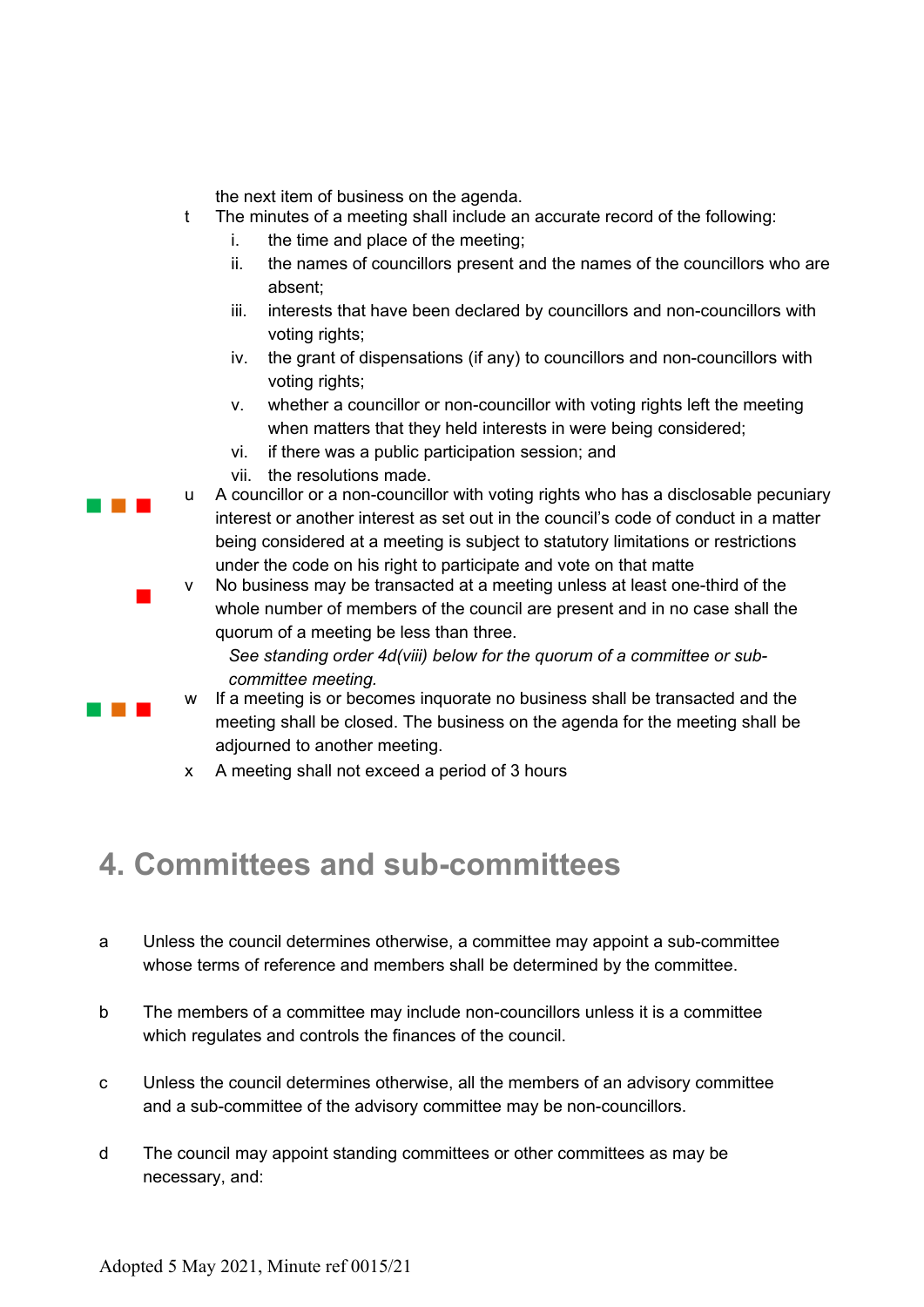the next item of business on the agenda.

t The minutes of a meeting shall include an accurate record of the following:

  i. the time and place of the meeting;
  ii. the names of councillors present and the names of the councillors who are absent;
  iii. interests that have been declared by councillors and non-councillors with voting rights;
  iv. the grant of dispensations (if any) to councillors and non-councillors with voting rights;
  v. whether a councillor or non-councillor with voting rights left the meeting when matters that they held interests in were being considered;
  vi. if there was a public participation session; and
  vii. the resolutions made.

u A councillor or a non-councillor with voting rights who has a disclosable pecuniary interest or another interest as set out in the council's code of conduct in a matter being considered at a meeting is subject to statutory limitations or restrictions under the code on his right to participate and vote on that matte

v No business may be transacted at a meeting unless at least one-third of the whole number of members of the council are present and in no case shall the quorum of a meeting be less than three.

  *See standing order 4d(viii) below for the quorum of a committee or sub-committee meeting.*

w If a meeting is or becomes inquorate no business shall be transacted and the meeting shall be closed. The business on the agenda for the meeting shall be adjourned to another meeting.

x A meeting shall not exceed a period of 3 hours

# 4. Committees and sub-committees

a Unless the council determines otherwise, a committee may appoint a sub-committee whose terms of reference and members shall be determined by the committee.

b The members of a committee may include non-councillors unless it is a committee which regulates and controls the finances of the council.

c Unless the council determines otherwise, all the members of an advisory committee and a sub-committee of the advisory committee may be non-councillors.

d The council may appoint standing committees or other committees as may be necessary, and:

Adopted 5 May 2021, Minute ref 0015/21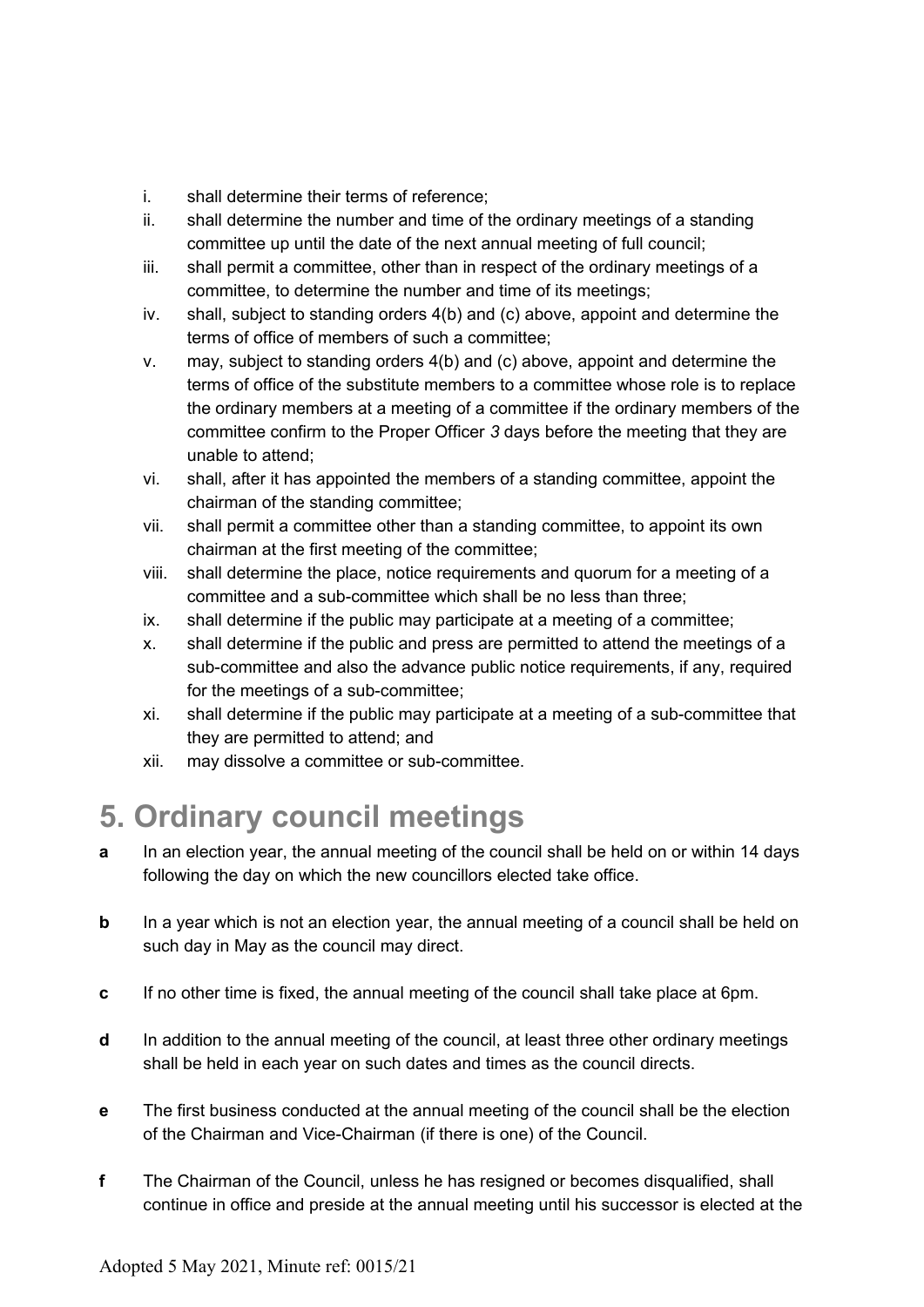i. shall determine their terms of reference;
ii. shall determine the number and time of the ordinary meetings of a standing committee up until the date of the next annual meeting of full council;
iii. shall permit a committee, other than in respect of the ordinary meetings of a committee, to determine the number and time of its meetings;
iv. shall, subject to standing orders 4(b) and (c) above, appoint and determine the terms of office of members of such a committee;
v. may, subject to standing orders 4(b) and (c) above, appoint and determine the terms of office of the substitute members to a committee whose role is to replace the ordinary members at a meeting of a committee if the ordinary members of the committee confirm to the Proper Officer *3* days before the meeting that they are unable to attend;
vi. shall, after it has appointed the members of a standing committee, appoint the chairman of the standing committee;
vii. shall permit a committee other than a standing committee, to appoint its own chairman at the first meeting of the committee;
viii. shall determine the place, notice requirements and quorum for a meeting of a committee and a sub-committee which shall be no less than three;
ix. shall determine if the public may participate at a meeting of a committee;
x. shall determine if the public and press are permitted to attend the meetings of a sub-committee and also the advance public notice requirements, if any, required for the meetings of a sub-committee;
xi. shall determine if the public may participate at a meeting of a sub-committee that they are permitted to attend; and
xii. may dissolve a committee or sub-committee.

# 5. Ordinary council meetings

**a** In an election year, the annual meeting of the council shall be held on or within 14 days following the day on which the new councillors elected take office.

**b** In a year which is not an election year, the annual meeting of a council shall be held on such day in May as the council may direct.

**c** If no other time is fixed, the annual meeting of the council shall take place at 6pm.

**d** In addition to the annual meeting of the council, at least three other ordinary meetings shall be held in each year on such dates and times as the council directs.

**e** The first business conducted at the annual meeting of the council shall be the election of the Chairman and Vice-Chairman (if there is one) of the Council.

**f** The Chairman of the Council, unless he has resigned or becomes disqualified, shall continue in office and preside at the annual meeting until his successor is elected at the

Adopted 5 May 2021, Minute ref: 0015/21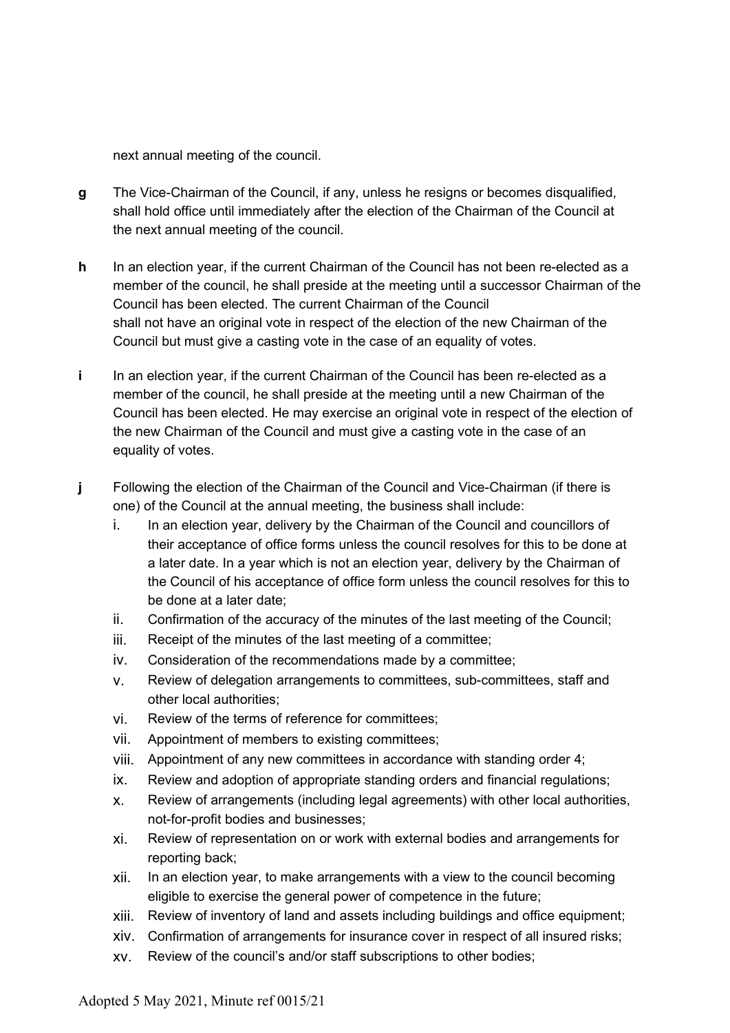next annual meeting of the council.

**g** The Vice-Chairman of the Council, if any, unless he resigns or becomes disqualified, shall hold office until immediately after the election of the Chairman of the Council at the next annual meeting of the council.

**h** In an election year, if the current Chairman of the Council has not been re-elected as a member of the council, he shall preside at the meeting until a successor Chairman of the Council has been elected. The current Chairman of the Council shall not have an original vote in respect of the election of the new Chairman of the Council but must give a casting vote in the case of an equality of votes.

**i** In an election year, if the current Chairman of the Council has been re-elected as a member of the council, he shall preside at the meeting until a new Chairman of the Council has been elected. He may exercise an original vote in respect of the election of the new Chairman of the Council and must give a casting vote in the case of an equality of votes.

**j** Following the election of the Chairman of the Council and Vice-Chairman (if there is one) of the Council at the annual meeting, the business shall include:

i. In an election year, delivery by the Chairman of the Council and councillors of their acceptance of office forms unless the council resolves for this to be done at a later date. In a year which is not an election year, delivery by the Chairman of the Council of his acceptance of office form unless the council resolves for this to be done at a later date;
ii. Confirmation of the accuracy of the minutes of the last meeting of the Council;
iii. Receipt of the minutes of the last meeting of a committee;
iv. Consideration of the recommendations made by a committee;
v. Review of delegation arrangements to committees, sub-committees, staff and other local authorities;
vi. Review of the terms of reference for committees;
vii. Appointment of members to existing committees;
viii. Appointment of any new committees in accordance with standing order 4;
ix. Review and adoption of appropriate standing orders and financial regulations;
x. Review of arrangements (including legal agreements) with other local authorities, not-for-profit bodies and businesses;
xi. Review of representation on or work with external bodies and arrangements for reporting back;
xii. In an election year, to make arrangements with a view to the council becoming eligible to exercise the general power of competence in the future;
xiii. Review of inventory of land and assets including buildings and office equipment;
xiv. Confirmation of arrangements for insurance cover in respect of all insured risks;
xv. Review of the council's and/or staff subscriptions to other bodies;

Adopted 5 May 2021, Minute ref 0015/21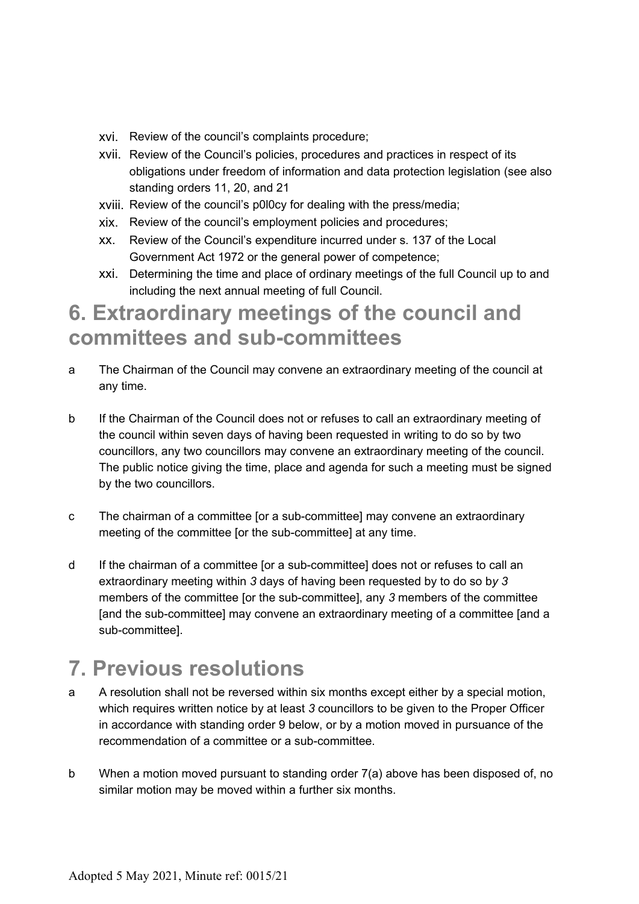xvi. Review of the council's complaints procedure;

xvii. Review of the Council's policies, procedures and practices in respect of its obligations under freedom of information and data protection legislation (see also standing orders 11, 20, and 21

xviii. Review of the council's p0l0cy for dealing with the press/media;

xix. Review of the council's employment policies and procedures;

xx. Review of the Council's expenditure incurred under s. 137 of the Local Government Act 1972 or the general power of competence;

xxi. Determining the time and place of ordinary meetings of the full Council up to and including the next annual meeting of full Council.

## 6. Extraordinary meetings of the council and committees and sub-committees

a The Chairman of the Council may convene an extraordinary meeting of the council at any time.

b If the Chairman of the Council does not or refuses to call an extraordinary meeting of the council within seven days of having been requested in writing to do so by two councillors, any two councillors may convene an extraordinary meeting of the council. The public notice giving the time, place and agenda for such a meeting must be signed by the two councillors.

c The chairman of a committee [or a sub-committee] may convene an extraordinary meeting of the committee [or the sub-committee] at any time.

d If the chairman of a committee [or a sub-committee] does not or refuses to call an extraordinary meeting within *3* days of having been requested by to do so b*y 3* members of the committee [or the sub-committee], any *3* members of the committee [and the sub-committee] may convene an extraordinary meeting of a committee [and a sub-committee].

## 7. Previous resolutions

a A resolution shall not be reversed within six months except either by a special motion, which requires written notice by at least *3* councillors to be given to the Proper Officer in accordance with standing order 9 below, or by a motion moved in pursuance of the recommendation of a committee or a sub-committee.

b When a motion moved pursuant to standing order 7(a) above has been disposed of, no similar motion may be moved within a further six months.

Adopted 5 May 2021, Minute ref: 0015/21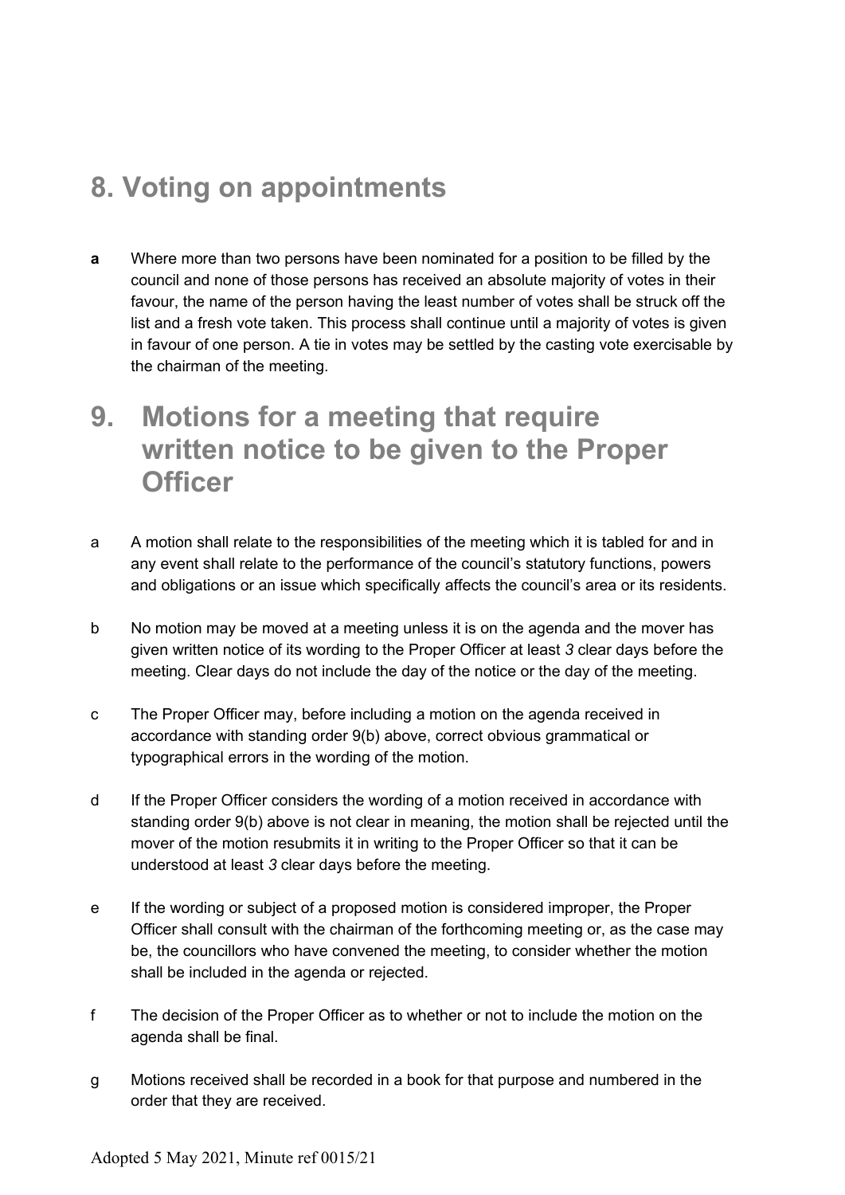## 8. Voting on appointments

**a** Where more than two persons have been nominated for a position to be filled by the council and none of those persons has received an absolute majority of votes in their favour, the name of the person having the least number of votes shall be struck off the list and a fresh vote taken. This process shall continue until a majority of votes is given in favour of one person. A tie in votes may be settled by the casting vote exercisable by the chairman of the meeting.

## 9. Motions for a meeting that require written notice to be given to the Proper Officer

a A motion shall relate to the responsibilities of the meeting which it is tabled for and in any event shall relate to the performance of the council's statutory functions, powers and obligations or an issue which specifically affects the council's area or its residents.

b No motion may be moved at a meeting unless it is on the agenda and the mover has given written notice of its wording to the Proper Officer at least *3* clear days before the meeting. Clear days do not include the day of the notice or the day of the meeting.

c The Proper Officer may, before including a motion on the agenda received in accordance with standing order 9(b) above, correct obvious grammatical or typographical errors in the wording of the motion.

d If the Proper Officer considers the wording of a motion received in accordance with standing order 9(b) above is not clear in meaning, the motion shall be rejected until the mover of the motion resubmits it in writing to the Proper Officer so that it can be understood at least *3* clear days before the meeting.

e If the wording or subject of a proposed motion is considered improper, the Proper Officer shall consult with the chairman of the forthcoming meeting or, as the case may be, the councillors who have convened the meeting, to consider whether the motion shall be included in the agenda or rejected.

f The decision of the Proper Officer as to whether or not to include the motion on the agenda shall be final.

g Motions received shall be recorded in a book for that purpose and numbered in the order that they are received.

Adopted 5 May 2021, Minute ref 0015/21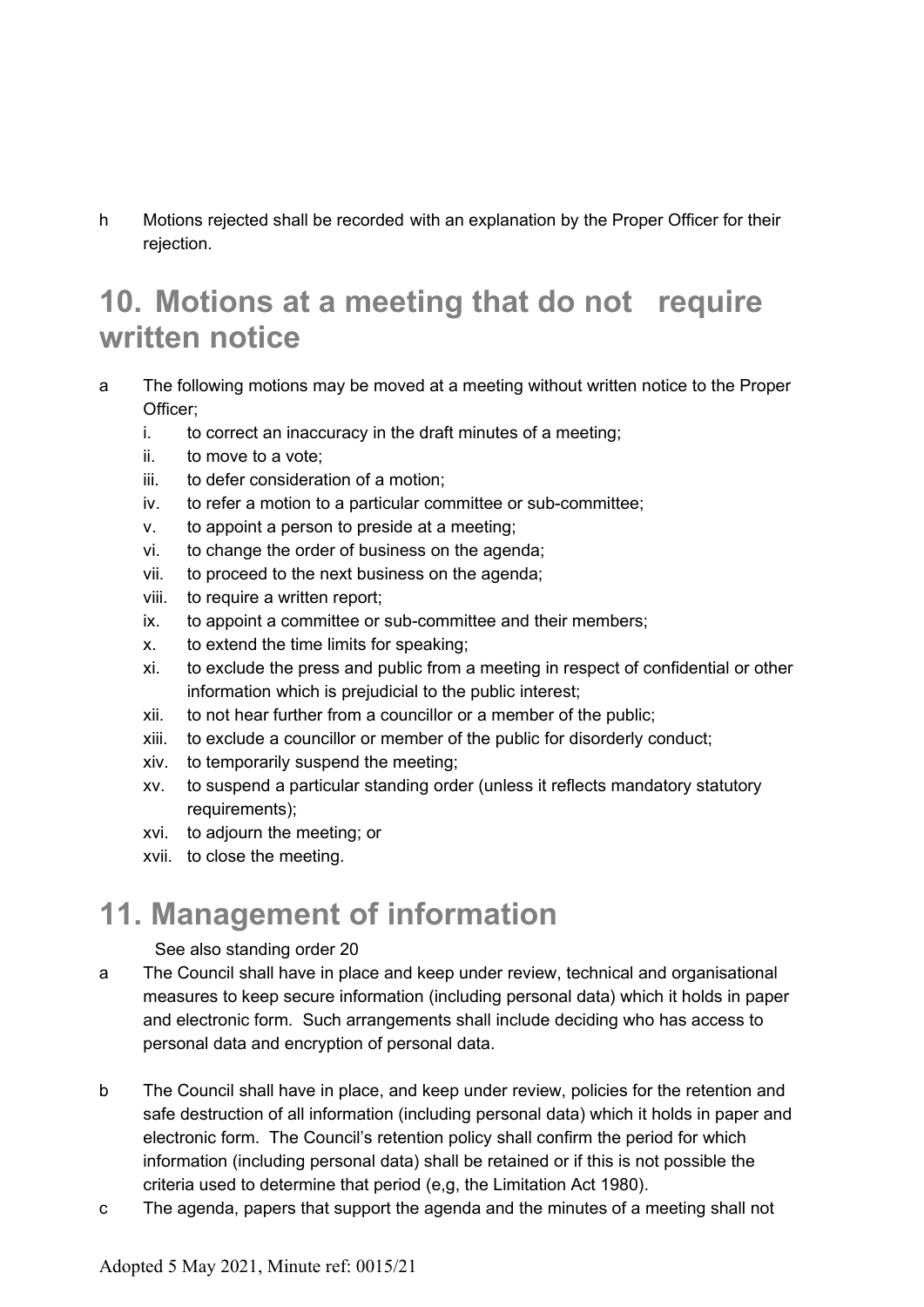h Motions rejected shall be recorded with an explanation by the Proper Officer for their rejection.

## 10. Motions at a meeting that do not require written notice

a The following motions may be moved at a meeting without written notice to the Proper Officer;

i. to correct an inaccuracy in the draft minutes of a meeting;
ii. to move to a vote;
iii. to defer consideration of a motion;
iv. to refer a motion to a particular committee or sub-committee;
v. to appoint a person to preside at a meeting;
vi. to change the order of business on the agenda;
vii. to proceed to the next business on the agenda;
viii. to require a written report;
ix. to appoint a committee or sub-committee and their members;
x. to extend the time limits for speaking;
xi. to exclude the press and public from a meeting in respect of confidential or other information which is prejudicial to the public interest;
xii. to not hear further from a councillor or a member of the public;
xiii. to exclude a councillor or member of the public for disorderly conduct;
xiv. to temporarily suspend the meeting;
xv. to suspend a particular standing order (unless it reflects mandatory statutory requirements);
xvi. to adjourn the meeting; or
xvii. to close the meeting.

## 11. Management of information

See also standing order 20

a The Council shall have in place and keep under review, technical and organisational measures to keep secure information (including personal data) which it holds in paper and electronic form. Such arrangements shall include deciding who has access to personal data and encryption of personal data.

b The Council shall have in place, and keep under review, policies for the retention and safe destruction of all information (including personal data) which it holds in paper and electronic form. The Council's retention policy shall confirm the period for which information (including personal data) shall be retained or if this is not possible the criteria used to determine that period (e,g, the Limitation Act 1980).

c The agenda, papers that support the agenda and the minutes of a meeting shall not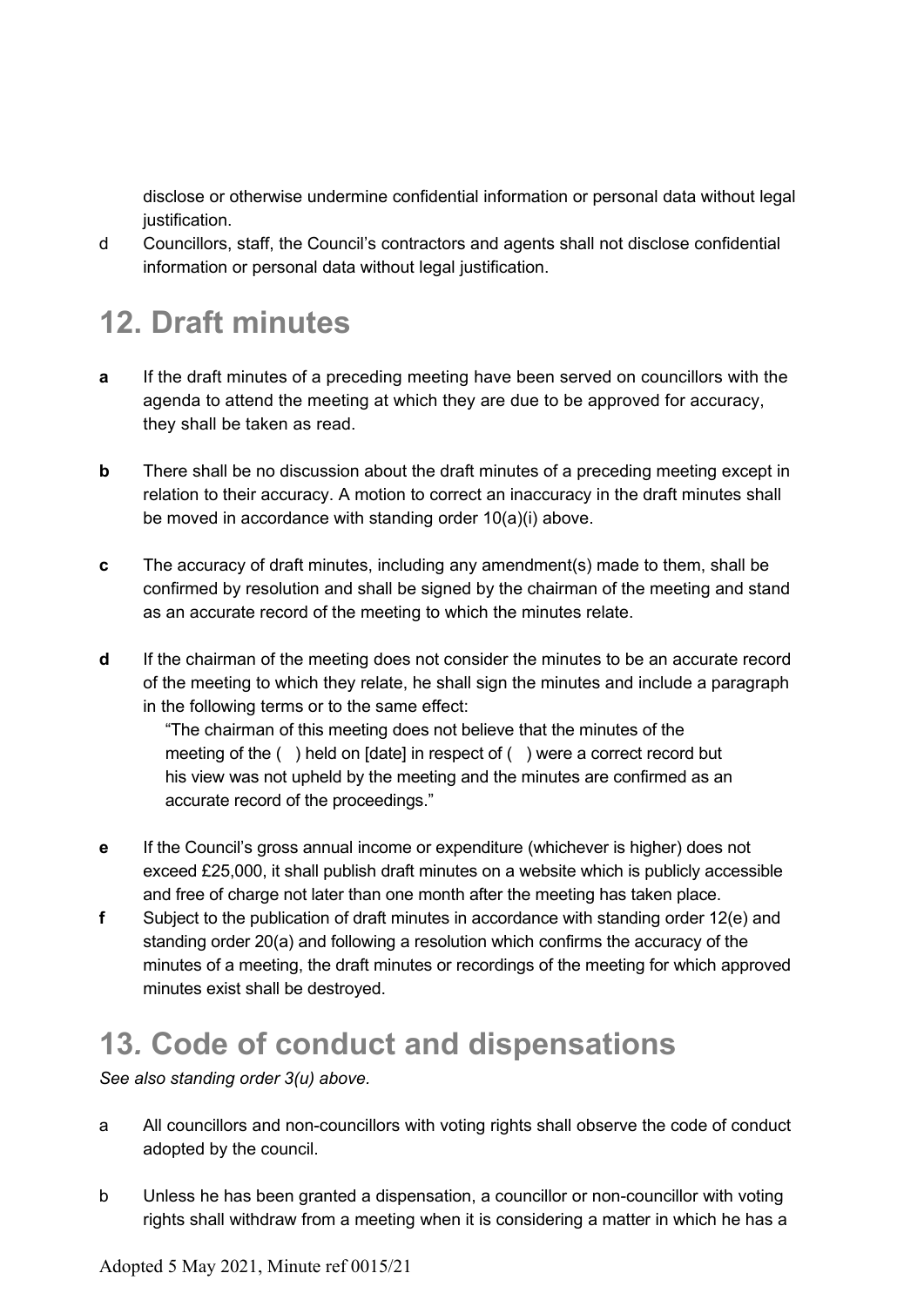disclose or otherwise undermine confidential information or personal data without legal justification.

d Councillors, staff, the Council's contractors and agents shall not disclose confidential information or personal data without legal justification.

## 12. Draft minutes

**a** If the draft minutes of a preceding meeting have been served on councillors with the agenda to attend the meeting at which they are due to be approved for accuracy, they shall be taken as read.

**b** There shall be no discussion about the draft minutes of a preceding meeting except in relation to their accuracy. A motion to correct an inaccuracy in the draft minutes shall be moved in accordance with standing order 10(a)(i) above.

**c** The accuracy of draft minutes, including any amendment(s) made to them, shall be confirmed by resolution and shall be signed by the chairman of the meeting and stand as an accurate record of the meeting to which the minutes relate.

**d** If the chairman of the meeting does not consider the minutes to be an accurate record of the meeting to which they relate, he shall sign the minutes and include a paragraph in the following terms or to the same effect:

> "The chairman of this meeting does not believe that the minutes of the meeting of the ( ) held on [date] in respect of ( ) were a correct record but his view was not upheld by the meeting and the minutes are confirmed as an accurate record of the proceedings."

**e** If the Council's gross annual income or expenditure (whichever is higher) does not exceed £25,000, it shall publish draft minutes on a website which is publicly accessible and free of charge not later than one month after the meeting has taken place.

**f** Subject to the publication of draft minutes in accordance with standing order 12(e) and standing order 20(a) and following a resolution which confirms the accuracy of the minutes of a meeting, the draft minutes or recordings of the meeting for which approved minutes exist shall be destroyed.

## 13. Code of conduct and dispensations

*See also standing order 3(u) above.*

a All councillors and non-councillors with voting rights shall observe the code of conduct adopted by the council.

b Unless he has been granted a dispensation, a councillor or non-councillor with voting rights shall withdraw from a meeting when it is considering a matter in which he has a

Adopted 5 May 2021, Minute ref 0015/21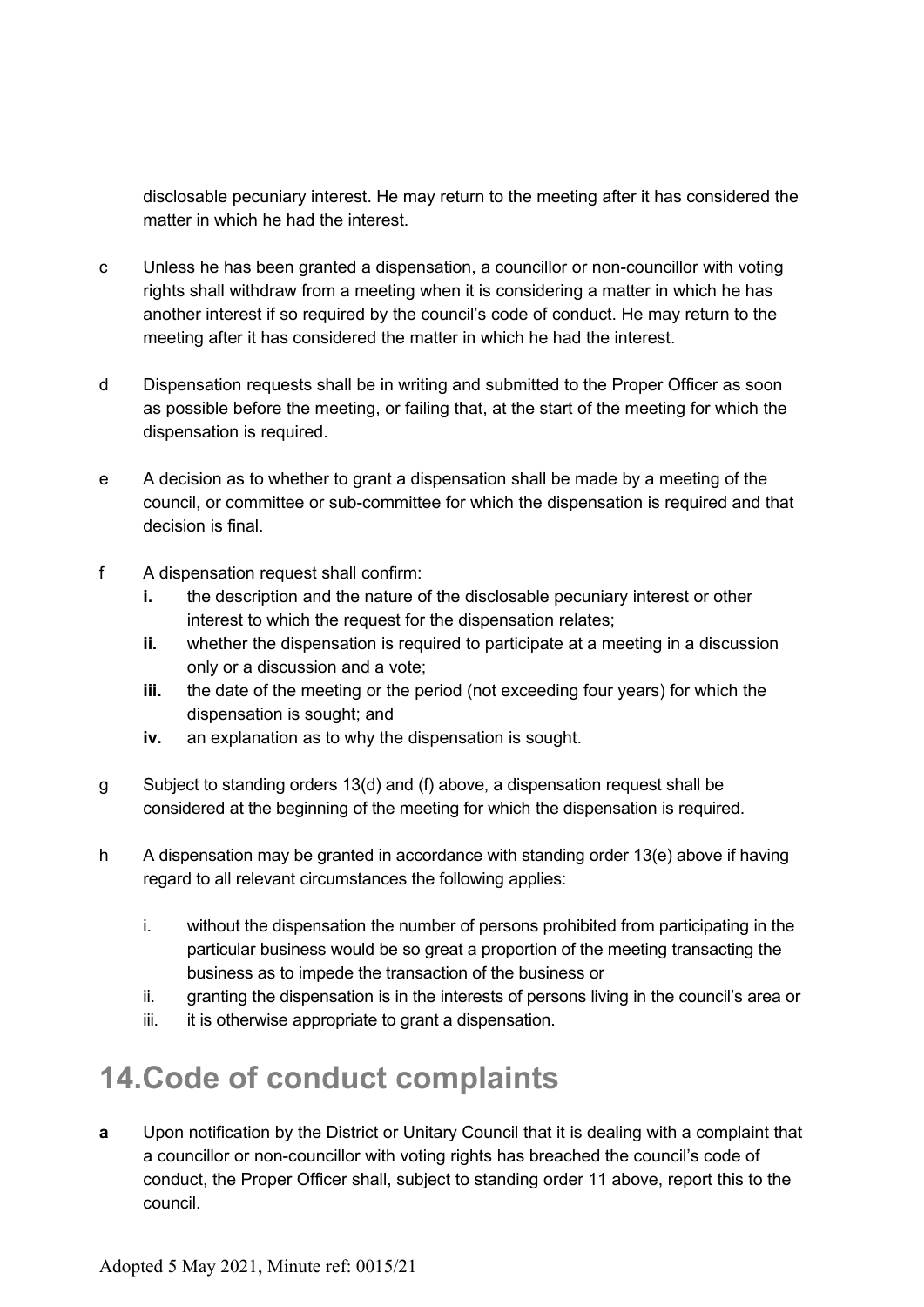disclosable pecuniary interest. He may return to the meeting after it has considered the matter in which he had the interest.

c Unless he has been granted a dispensation, a councillor or non-councillor with voting rights shall withdraw from a meeting when it is considering a matter in which he has another interest if so required by the council's code of conduct. He may return to the meeting after it has considered the matter in which he had the interest.

d Dispensation requests shall be in writing and submitted to the Proper Officer as soon as possible before the meeting, or failing that, at the start of the meeting for which the dispensation is required.

e A decision as to whether to grant a dispensation shall be made by a meeting of the council, or committee or sub-committee for which the dispensation is required and that decision is final.

f A dispensation request shall confirm:

- **i.** the description and the nature of the disclosable pecuniary interest or other interest to which the request for the dispensation relates;
- **ii.** whether the dispensation is required to participate at a meeting in a discussion only or a discussion and a vote;
- **iii.** the date of the meeting or the period (not exceeding four years) for which the dispensation is sought; and
- **iv.** an explanation as to why the dispensation is sought.

g Subject to standing orders 13(d) and (f) above, a dispensation request shall be considered at the beginning of the meeting for which the dispensation is required.

h A dispensation may be granted in accordance with standing order 13(e) above if having regard to all relevant circumstances the following applies:

- i. without the dispensation the number of persons prohibited from participating in the particular business would be so great a proportion of the meeting transacting the business as to impede the transaction of the business or
- ii. granting the dispensation is in the interests of persons living in the council's area or
- iii. it is otherwise appropriate to grant a dispensation.

# 14. Code of conduct complaints

**a** Upon notification by the District or Unitary Council that it is dealing with a complaint that a councillor or non-councillor with voting rights has breached the council's code of conduct, the Proper Officer shall, subject to standing order 11 above, report this to the council.

Adopted 5 May 2021, Minute ref: 0015/21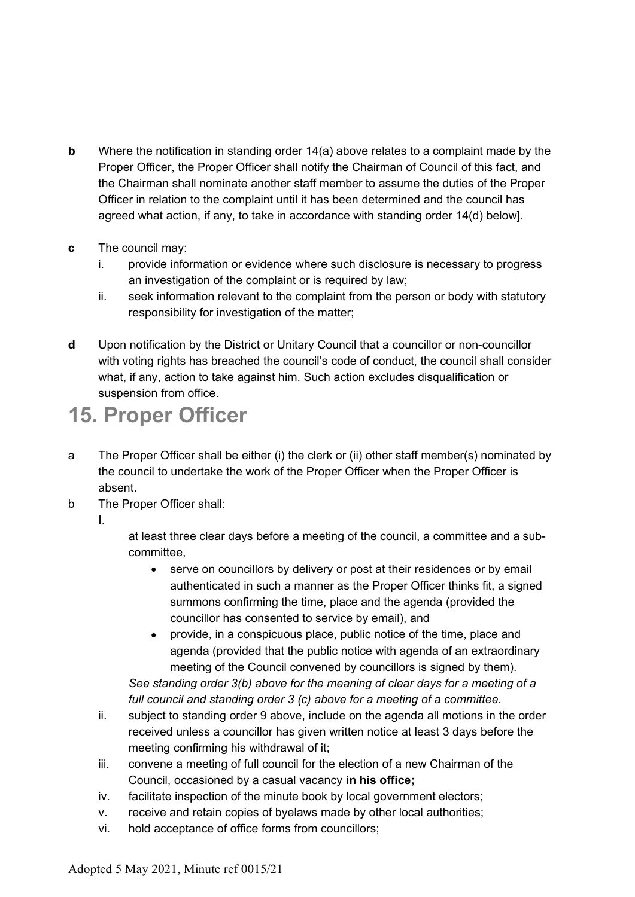**b** Where the notification in standing order 14(a) above relates to a complaint made by the Proper Officer, the Proper Officer shall notify the Chairman of Council of this fact, and the Chairman shall nominate another staff member to assume the duties of the Proper Officer in relation to the complaint until it has been determined and the council has agreed what action, if any, to take in accordance with standing order 14(d) below].

**c** The council may:

i. provide information or evidence where such disclosure is necessary to progress an investigation of the complaint or is required by law;

ii. seek information relevant to the complaint from the person or body with statutory responsibility for investigation of the matter;

**d** Upon notification by the District or Unitary Council that a councillor or non-councillor with voting rights has breached the council's code of conduct, the council shall consider what, if any, action to take against him. Such action excludes disqualification or suspension from office.

## 15. Proper Officer

a The Proper Officer shall be either (i) the clerk or (ii) other staff member(s) nominated by the council to undertake the work of the Proper Officer when the Proper Officer is absent.

b The Proper Officer shall:

I.

at least three clear days before a meeting of the council, a committee and a sub-committee,

- serve on councillors by delivery or post at their residences or by email authenticated in such a manner as the Proper Officer thinks fit, a signed summons confirming the time, place and the agenda (provided the councillor has consented to service by email), and
- provide, in a conspicuous place, public notice of the time, place and agenda (provided that the public notice with agenda of an extraordinary meeting of the Council convened by councillors is signed by them).

*See standing order 3(b) above for the meaning of clear days for a meeting of a full council and standing order 3 (c) above for a meeting of a committee.*

ii. subject to standing order 9 above, include on the agenda all motions in the order received unless a councillor has given written notice at least 3 days before the meeting confirming his withdrawal of it;

iii. convene a meeting of full council for the election of a new Chairman of the Council, occasioned by a casual vacancy **in his office;**

iv. facilitate inspection of the minute book by local government electors;

v. receive and retain copies of byelaws made by other local authorities;

vi. hold acceptance of office forms from councillors;

Adopted 5 May 2021, Minute ref 0015/21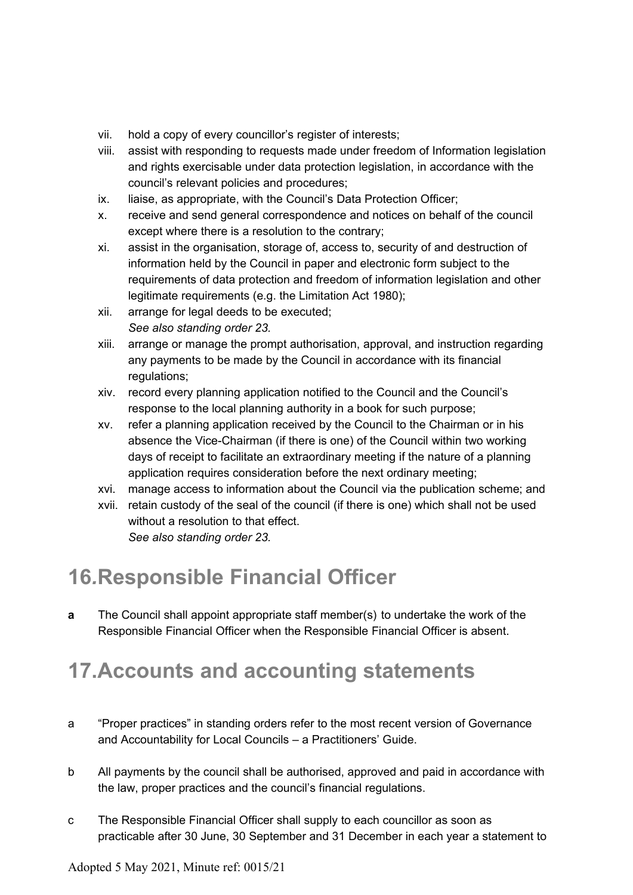vii. hold a copy of every councillor's register of interests;
viii. assist with responding to requests made under freedom of Information legislation and rights exercisable under data protection legislation, in accordance with the council's relevant policies and procedures;
ix. liaise, as appropriate, with the Council's Data Protection Officer;
x. receive and send general correspondence and notices on behalf of the council except where there is a resolution to the contrary;
xi. assist in the organisation, storage of, access to, security of and destruction of information held by the Council in paper and electronic form subject to the requirements of data protection and freedom of information legislation and other legitimate requirements (e.g. the Limitation Act 1980);
xii. arrange for legal deeds to be executed;
*See also standing order 23.*
xiii. arrange or manage the prompt authorisation, approval, and instruction regarding any payments to be made by the Council in accordance with its financial regulations;
xiv. record every planning application notified to the Council and the Council's response to the local planning authority in a book for such purpose;
xv. refer a planning application received by the Council to the Chairman or in his absence the Vice-Chairman (if there is one) of the Council within two working days of receipt to facilitate an extraordinary meeting if the nature of a planning application requires consideration before the next ordinary meeting;
xvi. manage access to information about the Council via the publication scheme; and
xvii. retain custody of the seal of the council (if there is one) which shall not be used without a resolution to that effect.
*See also standing order 23.*

# 16. Responsible Financial Officer

**a** The Council shall appoint appropriate staff member(s) to undertake the work of the Responsible Financial Officer when the Responsible Financial Officer is absent.

# 17. Accounts and accounting statements

a "Proper practices" in standing orders refer to the most recent version of Governance and Accountability for Local Councils – a Practitioners' Guide.

b All payments by the council shall be authorised, approved and paid in accordance with the law, proper practices and the council's financial regulations.

c The Responsible Financial Officer shall supply to each councillor as soon as practicable after 30 June, 30 September and 31 December in each year a statement to

Adopted 5 May 2021, Minute ref: 0015/21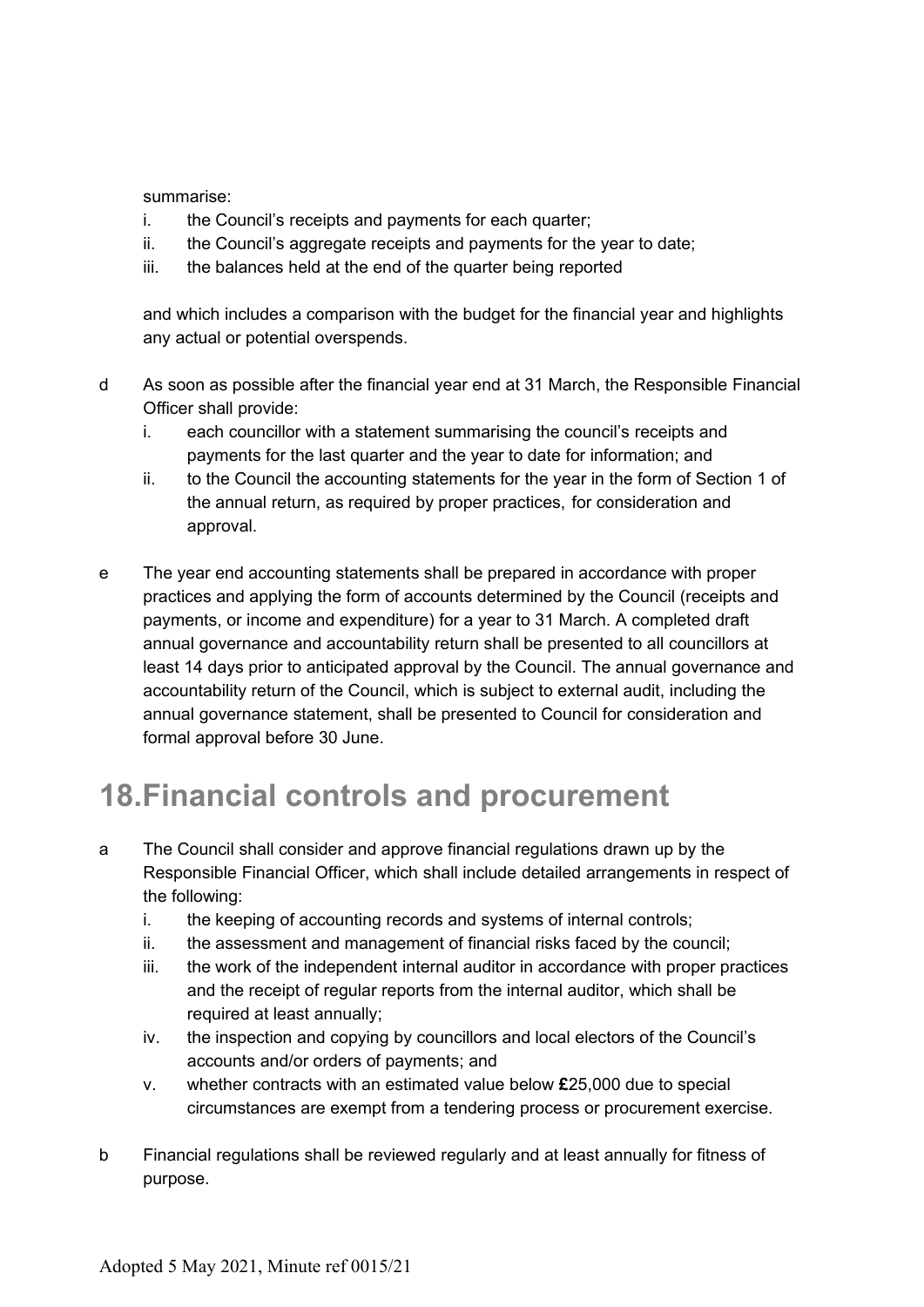summarise:

i. the Council's receipts and payments for each quarter;
ii. the Council's aggregate receipts and payments for the year to date;
iii. the balances held at the end of the quarter being reported

and which includes a comparison with the budget for the financial year and highlights any actual or potential overspends.

d As soon as possible after the financial year end at 31 March, the Responsible Financial Officer shall provide:

i. each councillor with a statement summarising the council's receipts and payments for the last quarter and the year to date for information; and
ii. to the Council the accounting statements for the year in the form of Section 1 of the annual return, as required by proper practices, for consideration and approval.

e The year end accounting statements shall be prepared in accordance with proper practices and applying the form of accounts determined by the Council (receipts and payments, or income and expenditure) for a year to 31 March. A completed draft annual governance and accountability return shall be presented to all councillors at least 14 days prior to anticipated approval by the Council. The annual governance and accountability return of the Council, which is subject to external audit, including the annual governance statement, shall be presented to Council for consideration and formal approval before 30 June.

# 18. Financial controls and procurement

a The Council shall consider and approve financial regulations drawn up by the Responsible Financial Officer, which shall include detailed arrangements in respect of the following:

i. the keeping of accounting records and systems of internal controls;
ii. the assessment and management of financial risks faced by the council;
iii. the work of the independent internal auditor in accordance with proper practices and the receipt of regular reports from the internal auditor, which shall be required at least annually;
iv. the inspection and copying by councillors and local electors of the Council's accounts and/or orders of payments; and
v. whether contracts with an estimated value below **£**25,000 due to special circumstances are exempt from a tendering process or procurement exercise.

b Financial regulations shall be reviewed regularly and at least annually for fitness of purpose.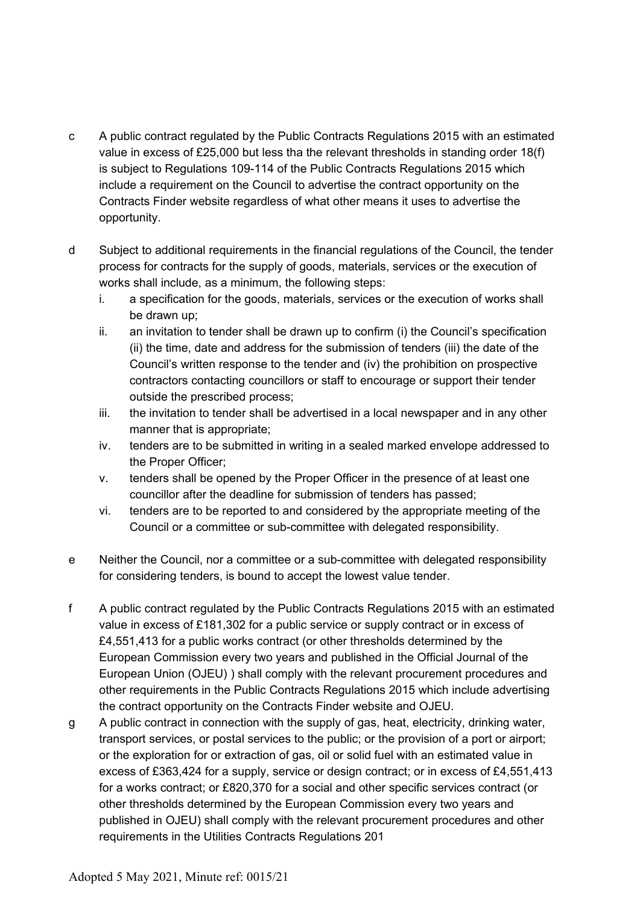c A public contract regulated by the Public Contracts Regulations 2015 with an estimated value in excess of £25,000 but less tha the relevant thresholds in standing order 18(f) is subject to Regulations 109-114 of the Public Contracts Regulations 2015 which include a requirement on the Council to advertise the contract opportunity on the Contracts Finder website regardless of what other means it uses to advertise the opportunity.

d Subject to additional requirements in the financial regulations of the Council, the tender process for contracts for the supply of goods, materials, services or the execution of works shall include, as a minimum, the following steps:

   i. a specification for the goods, materials, services or the execution of works shall be drawn up;
   ii. an invitation to tender shall be drawn up to confirm (i) the Council's specification (ii) the time, date and address for the submission of tenders (iii) the date of the Council's written response to the tender and (iv) the prohibition on prospective contractors contacting councillors or staff to encourage or support their tender outside the prescribed process;
   iii. the invitation to tender shall be advertised in a local newspaper and in any other manner that is appropriate;
   iv. tenders are to be submitted in writing in a sealed marked envelope addressed to the Proper Officer;
   v. tenders shall be opened by the Proper Officer in the presence of at least one councillor after the deadline for submission of tenders has passed;
   vi. tenders are to be reported to and considered by the appropriate meeting of the Council or a committee or sub-committee with delegated responsibility.

e Neither the Council, nor a committee or a sub-committee with delegated responsibility for considering tenders, is bound to accept the lowest value tender.

f A public contract regulated by the Public Contracts Regulations 2015 with an estimated value in excess of £181,302 for a public service or supply contract or in excess of £4,551,413 for a public works contract (or other thresholds determined by the European Commission every two years and published in the Official Journal of the European Union (OJEU) ) shall comply with the relevant procurement procedures and other requirements in the Public Contracts Regulations 2015 which include advertising the contract opportunity on the Contracts Finder website and OJEU.

g A public contract in connection with the supply of gas, heat, electricity, drinking water, transport services, or postal services to the public; or the provision of a port or airport; or the exploration for or extraction of gas, oil or solid fuel with an estimated value in excess of £363,424 for a supply, service or design contract; or in excess of £4,551,413 for a works contract; or £820,370 for a social and other specific services contract (or other thresholds determined by the European Commission every two years and published in OJEU) shall comply with the relevant procurement procedures and other requirements in the Utilities Contracts Regulations 201

Adopted 5 May 2021, Minute ref: 0015/21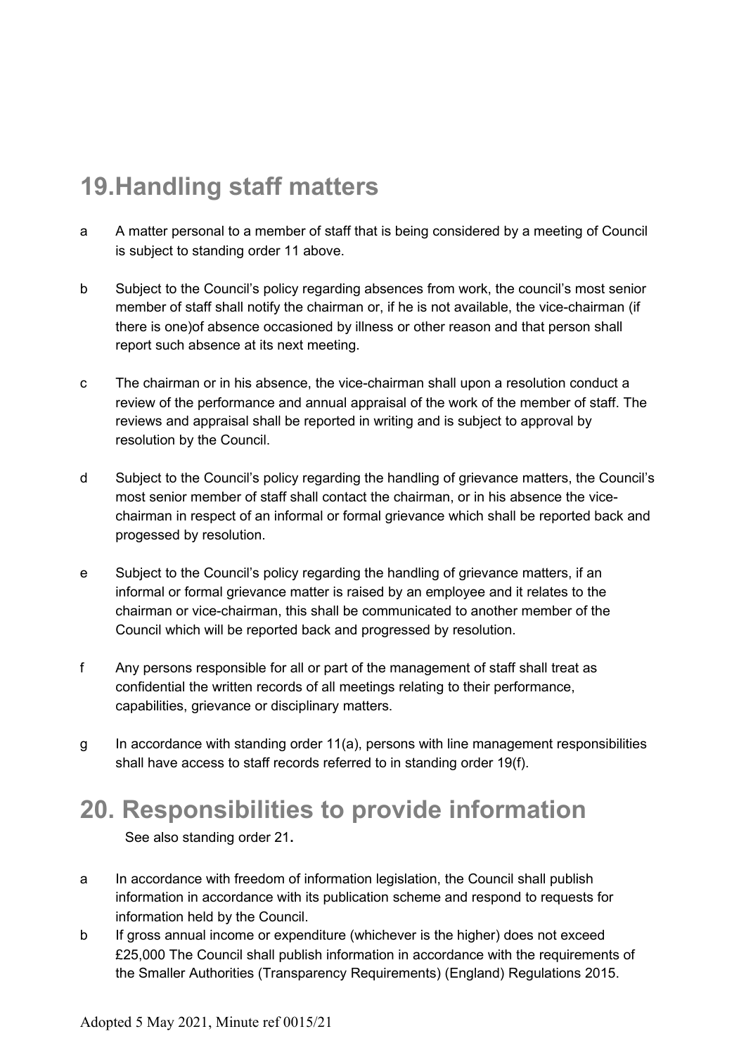## 19.Handling staff matters

a A matter personal to a member of staff that is being considered by a meeting of Council is subject to standing order 11 above.

b Subject to the Council's policy regarding absences from work, the council's most senior member of staff shall notify the chairman or, if he is not available, the vice-chairman (if there is one)of absence occasioned by illness or other reason and that person shall report such absence at its next meeting.

c The chairman or in his absence, the vice-chairman shall upon a resolution conduct a review of the performance and annual appraisal of the work of the member of staff. The reviews and appraisal shall be reported in writing and is subject to approval by resolution by the Council.

d Subject to the Council's policy regarding the handling of grievance matters, the Council's most senior member of staff shall contact the chairman, or in his absence the vice-chairman in respect of an informal or formal grievance which shall be reported back and progessed by resolution.

e Subject to the Council's policy regarding the handling of grievance matters, if an informal or formal grievance matter is raised by an employee and it relates to the chairman or vice-chairman, this shall be communicated to another member of the Council which will be reported back and progressed by resolution.

f Any persons responsible for all or part of the management of staff shall treat as confidential the written records of all meetings relating to their performance, capabilities, grievance or disciplinary matters.

g In accordance with standing order 11(a), persons with line management responsibilities shall have access to staff records referred to in standing order 19(f).

## 20. Responsibilities to provide information

See also standing order 21**.**

a In accordance with freedom of information legislation, the Council shall publish information in accordance with its publication scheme and respond to requests for information held by the Council.

b If gross annual income or expenditure (whichever is the higher) does not exceed £25,000 The Council shall publish information in accordance with the requirements of the Smaller Authorities (Transparency Requirements) (England) Regulations 2015.

Adopted 5 May 2021, Minute ref 0015/21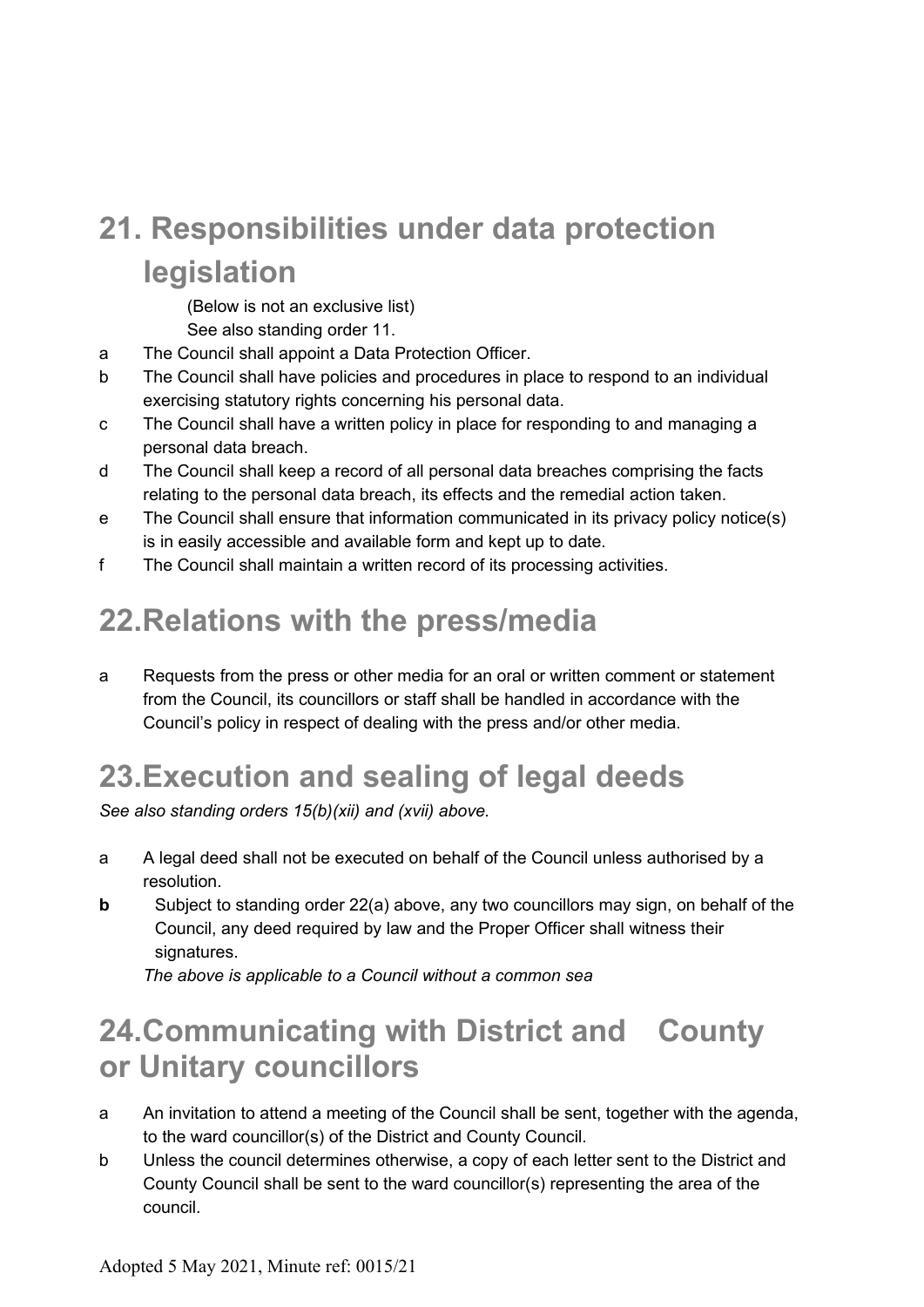# 21. Responsibilities under data protection legislation

(Below is not an exclusive list)
See also standing order 11.

a The Council shall appoint a Data Protection Officer.

b The Council shall have policies and procedures in place to respond to an individual exercising statutory rights concerning his personal data.

c The Council shall have a written policy in place for responding to and managing a personal data breach.

d The Council shall keep a record of all personal data breaches comprising the facts relating to the personal data breach, its effects and the remedial action taken.

e The Council shall ensure that information communicated in its privacy policy notice(s) is in easily accessible and available form and kept up to date.

f The Council shall maintain a written record of its processing activities.

# 22. Relations with the press/media

a Requests from the press or other media for an oral or written comment or statement from the Council, its councillors or staff shall be handled in accordance with the Council's policy in respect of dealing with the press and/or other media.

# 23. Execution and sealing of legal deeds

*See also standing orders 15(b)(xii) and (xvii) above.*

a A legal deed shall not be executed on behalf of the Council unless authorised by a resolution.

**b** Subject to standing order 22(a) above, any two councillors may sign, on behalf of the Council, any deed required by law and the Proper Officer shall witness their signatures.

*The above is applicable to a Council without a common sea*

# 24. Communicating with District and County or Unitary councillors

a An invitation to attend a meeting of the Council shall be sent, together with the agenda, to the ward councillor(s) of the District and County Council.

b Unless the council determines otherwise, a copy of each letter sent to the District and County Council shall be sent to the ward councillor(s) representing the area of the council.

Adopted 5 May 2021, Minute ref: 0015/21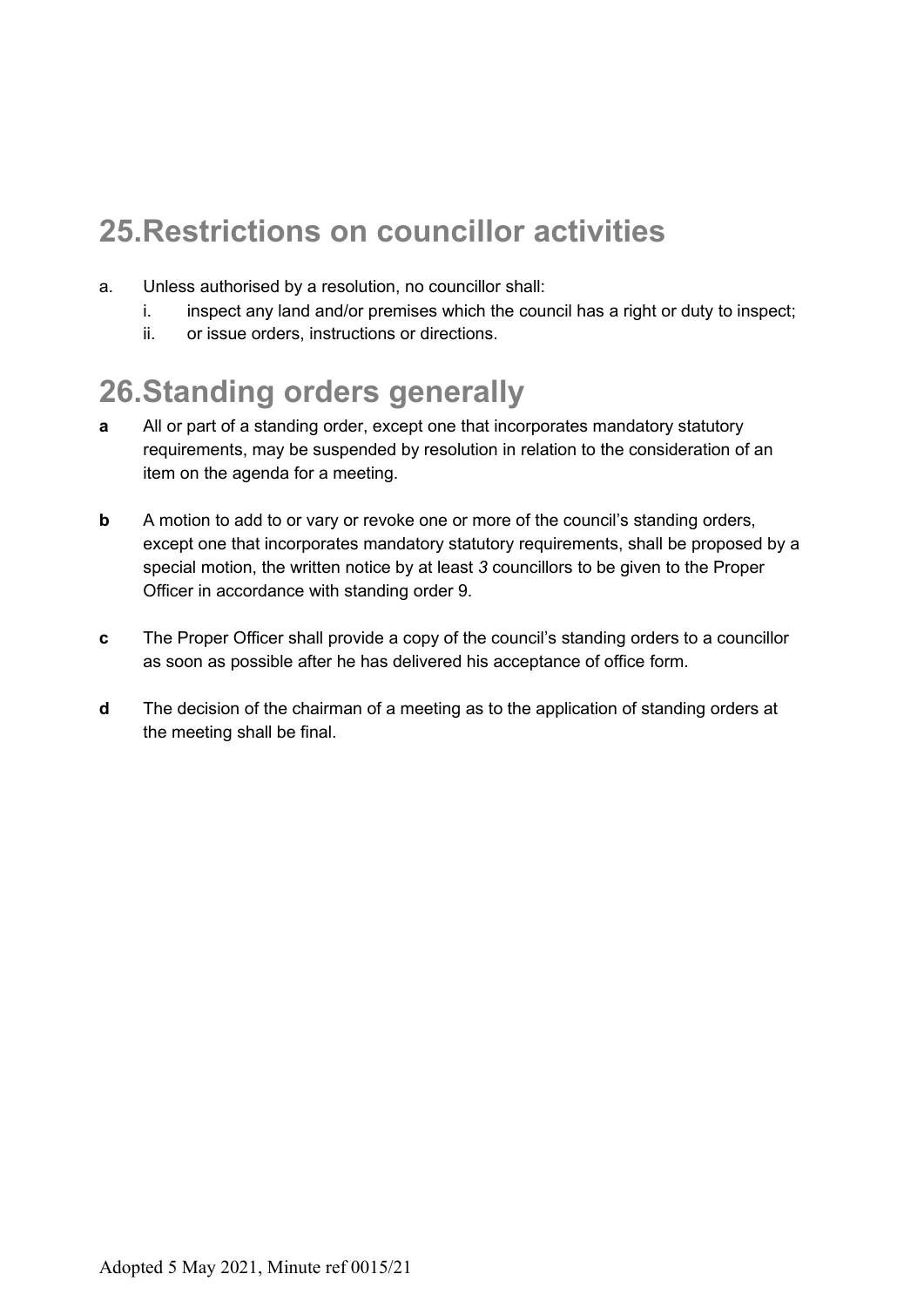# 25. Restrictions on councillor activities

a. Unless authorised by a resolution, no councillor shall:
   i. inspect any land and/or premises which the council has a right or duty to inspect;
   ii. or issue orders, instructions or directions.

# 26. Standing orders generally

**a** All or part of a standing order, except one that incorporates mandatory statutory requirements, may be suspended by resolution in relation to the consideration of an item on the agenda for a meeting.

**b** A motion to add to or vary or revoke one or more of the council's standing orders, except one that incorporates mandatory statutory requirements, shall be proposed by a special motion, the written notice by at least *3* councillors to be given to the Proper Officer in accordance with standing order 9.

**c** The Proper Officer shall provide a copy of the council's standing orders to a councillor as soon as possible after he has delivered his acceptance of office form.

**d** The decision of the chairman of a meeting as to the application of standing orders at the meeting shall be final.

Adopted 5 May 2021, Minute ref 0015/21